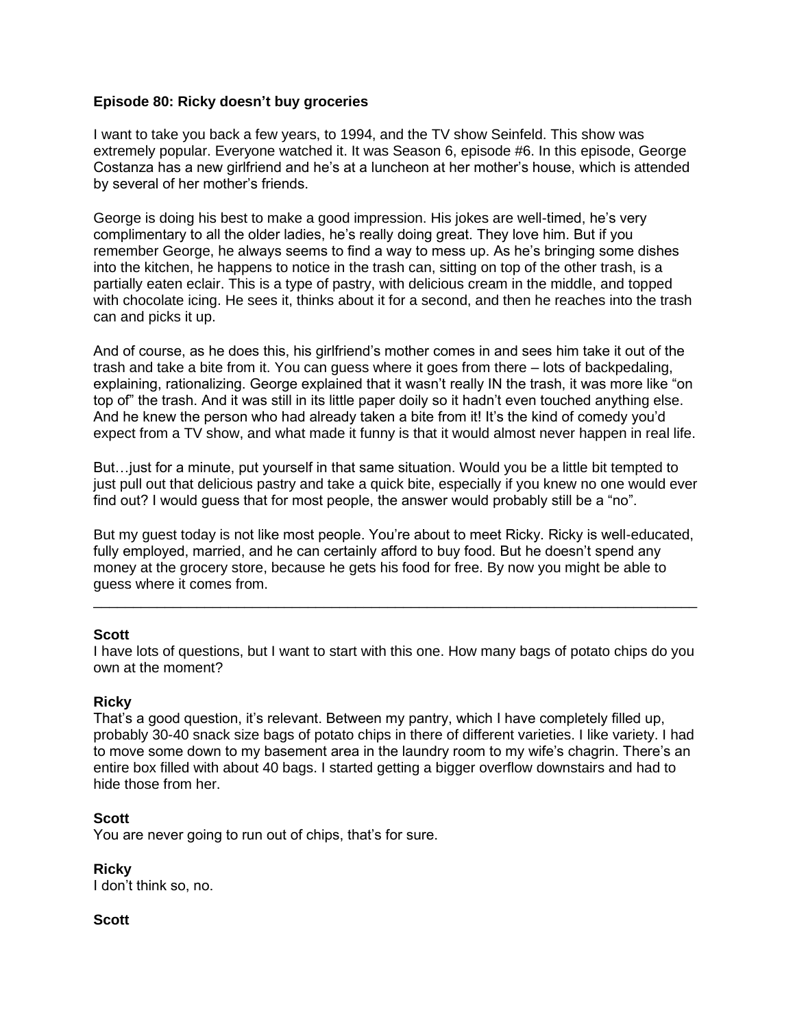**Episode 80: Ricky doesn't buy groceries**

I want to take you back a few years, to 1994, and the TV show Seinfeld. This show was extremely popular. Everyone watched it. It was Season 6, episode #6. In this episode, George Costanza has a new girlfriend and he's at a luncheon at her mother's house, which is attended by several of her mother's friends.

George is doing his best to make a good impression. His jokes are well-timed, he's very complimentary to all the older ladies, he's really doing great. They love him. But if you remember George, he always seems to find a way to mess up. As he's bringing some dishes into the kitchen, he happens to notice in the trash can, sitting on top of the other trash, is a partially eaten eclair. This is a type of pastry, with delicious cream in the middle, and topped with chocolate icing. He sees it, thinks about it for a second, and then he reaches into the trash can and picks it up.

And of course, as he does this, his girlfriend's mother comes in and sees him take it out of the trash and take a bite from it. You can guess where it goes from there – lots of backpedaling, explaining, rationalizing. George explained that it wasn't really IN the trash, it was more like "on top of" the trash. And it was still in its little paper doily so it hadn't even touched anything else. And he knew the person who had already taken a bite from it! It's the kind of comedy you'd expect from a TV show, and what made it funny is that it would almost never happen in real life.

But…just for a minute, put yourself in that same situation. Would you be a little bit tempted to just pull out that delicious pastry and take a quick bite, especially if you knew no one would ever find out? I would guess that for most people, the answer would probably still be a "no".

But my guest today is not like most people. You're about to meet Ricky. Ricky is well-educated, fully employed, married, and he can certainly afford to buy food. But he doesn't spend any money at the grocery store, because he gets his food for free. By now you might be able to guess where it comes from.

---

**Scott**
I have lots of questions, but I want to start with this one. How many bags of potato chips do you own at the moment?

**Ricky**
That's a good question, it's relevant. Between my pantry, which I have completely filled up, probably 30-40 snack size bags of potato chips in there of different varieties. I like variety. I had to move some down to my basement area in the laundry room to my wife's chagrin. There's an entire box filled with about 40 bags. I started getting a bigger overflow downstairs and had to hide those from her.

**Scott**
You are never going to run out of chips, that's for sure.

**Ricky**
I don't think so, no.

**Scott**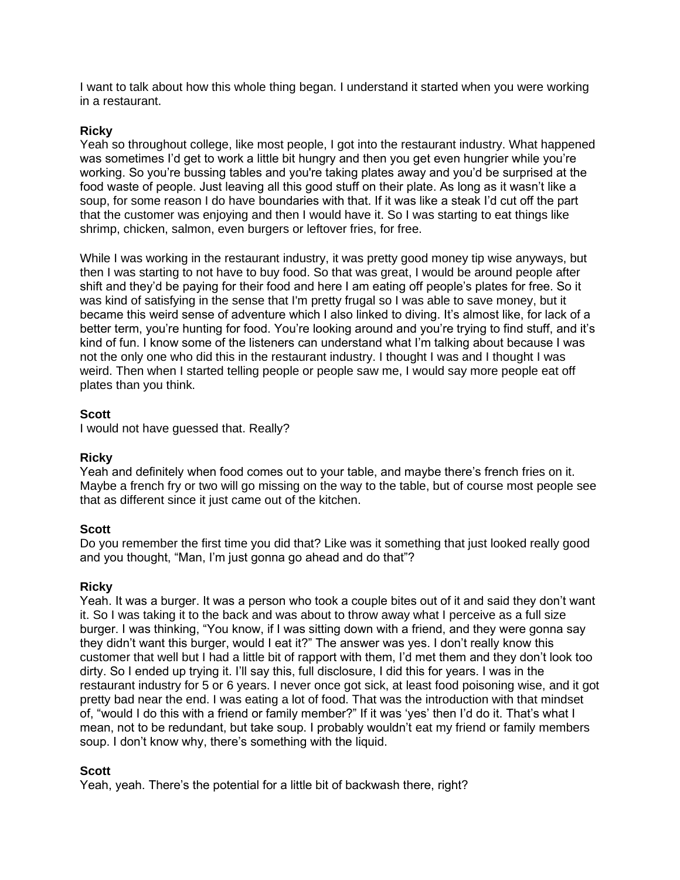I want to talk about how this whole thing began. I understand it started when you were working in a restaurant.

**Ricky**
Yeah so throughout college, like most people, I got into the restaurant industry. What happened was sometimes I'd get to work a little bit hungry and then you get even hungrier while you're working. So you're bussing tables and you're taking plates away and you'd be surprised at the food waste of people. Just leaving all this good stuff on their plate. As long as it wasn't like a soup, for some reason I do have boundaries with that. If it was like a steak I'd cut off the part that the customer was enjoying and then I would have it. So I was starting to eat things like shrimp, chicken, salmon, even burgers or leftover fries, for free.

While I was working in the restaurant industry, it was pretty good money tip wise anyways, but then I was starting to not have to buy food. So that was great, I would be around people after shift and they'd be paying for their food and here I am eating off people's plates for free. So it was kind of satisfying in the sense that I'm pretty frugal so I was able to save money, but it became this weird sense of adventure which I also linked to diving. It's almost like, for lack of a better term, you're hunting for food. You're looking around and you're trying to find stuff, and it's kind of fun. I know some of the listeners can understand what I'm talking about because I was not the only one who did this in the restaurant industry. I thought I was and I thought I was weird. Then when I started telling people or people saw me, I would say more people eat off plates than you think.

**Scott**
I would not have guessed that. Really?

**Ricky**
Yeah and definitely when food comes out to your table, and maybe there's french fries on it. Maybe a french fry or two will go missing on the way to the table, but of course most people see that as different since it just came out of the kitchen.

**Scott**
Do you remember the first time you did that? Like was it something that just looked really good and you thought, "Man, I'm just gonna go ahead and do that"?

**Ricky**
Yeah. It was a burger. It was a person who took a couple bites out of it and said they don't want it. So I was taking it to the back and was about to throw away what I perceive as a full size burger. I was thinking, "You know, if I was sitting down with a friend, and they were gonna say they didn't want this burger, would I eat it?" The answer was yes. I don't really know this customer that well but I had a little bit of rapport with them, I'd met them and they don't look too dirty. So I ended up trying it. I'll say this, full disclosure, I did this for years. I was in the restaurant industry for 5 or 6 years. I never once got sick, at least food poisoning wise, and it got pretty bad near the end. I was eating a lot of food. That was the introduction with that mindset of, "would I do this with a friend or family member?" If it was 'yes' then I'd do it. That's what I mean, not to be redundant, but take soup. I probably wouldn't eat my friend or family members soup. I don't know why, there's something with the liquid.

**Scott**
Yeah, yeah. There's the potential for a little bit of backwash there, right?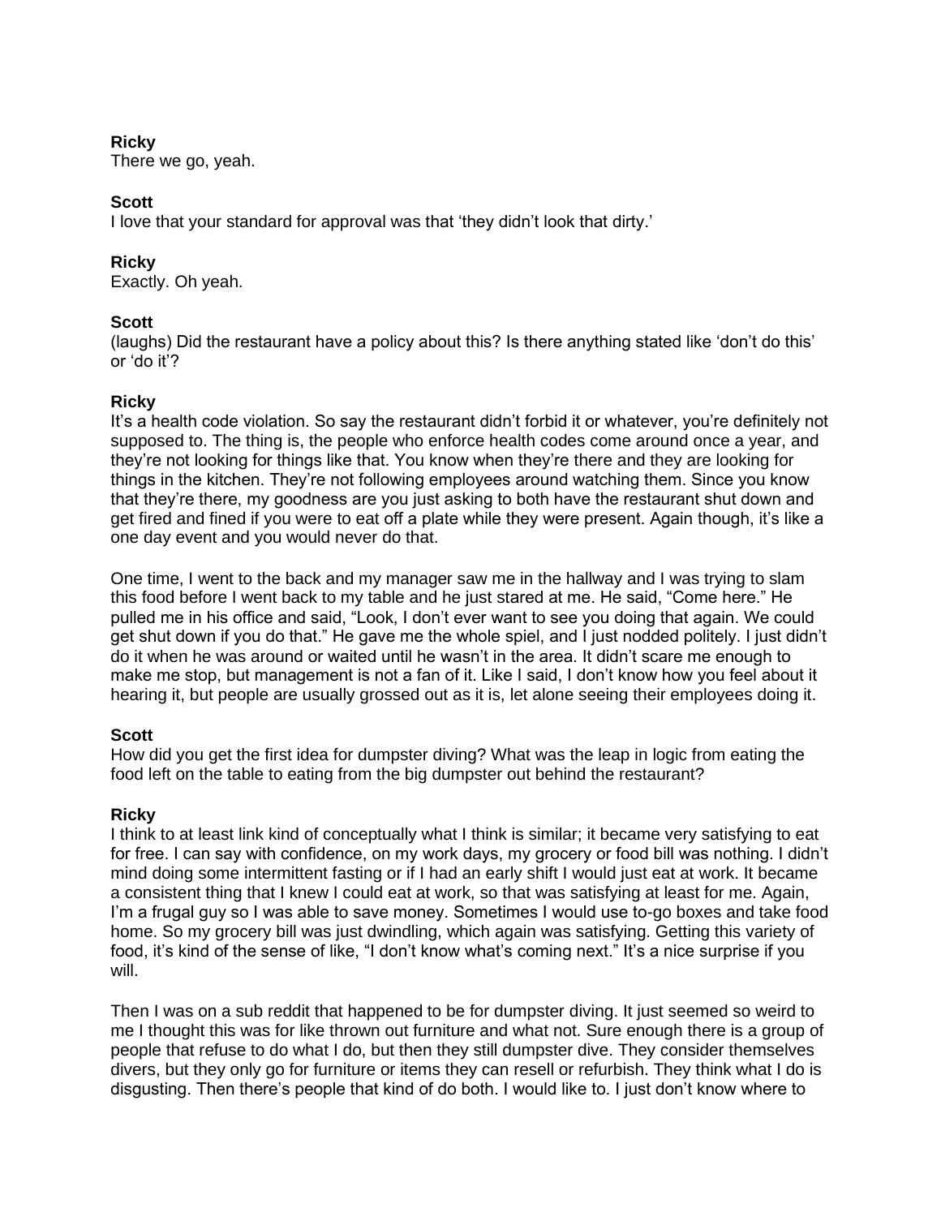**Ricky**
There we go, yeah.

**Scott**
I love that your standard for approval was that 'they didn't look that dirty.'

**Ricky**
Exactly. Oh yeah.

**Scott**
(laughs) Did the restaurant have a policy about this? Is there anything stated like 'don't do this' or 'do it'?

**Ricky**
It's a health code violation. So say the restaurant didn't forbid it or whatever, you're definitely not supposed to. The thing is, the people who enforce health codes come around once a year, and they're not looking for things like that. You know when they're there and they are looking for things in the kitchen. They're not following employees around watching them. Since you know that they're there, my goodness are you just asking to both have the restaurant shut down and get fired and fined if you were to eat off a plate while they were present. Again though, it's like a one day event and you would never do that.

One time, I went to the back and my manager saw me in the hallway and I was trying to slam this food before I went back to my table and he just stared at me. He said, "Come here." He pulled me in his office and said, "Look, I don't ever want to see you doing that again. We could get shut down if you do that." He gave me the whole spiel, and I just nodded politely. I just didn't do it when he was around or waited until he wasn't in the area. It didn't scare me enough to make me stop, but management is not a fan of it. Like I said, I don't know how you feel about it hearing it, but people are usually grossed out as it is, let alone seeing their employees doing it.

**Scott**
How did you get the first idea for dumpster diving? What was the leap in logic from eating the food left on the table to eating from the big dumpster out behind the restaurant?

**Ricky**
I think to at least link kind of conceptually what I think is similar; it became very satisfying to eat for free. I can say with confidence, on my work days, my grocery or food bill was nothing. I didn't mind doing some intermittent fasting or if I had an early shift I would just eat at work. It became a consistent thing that I knew I could eat at work, so that was satisfying at least for me. Again, I'm a frugal guy so I was able to save money. Sometimes I would use to-go boxes and take food home. So my grocery bill was just dwindling, which again was satisfying. Getting this variety of food, it's kind of the sense of like, "I don't know what's coming next." It's a nice surprise if you will.

Then I was on a sub reddit that happened to be for dumpster diving. It just seemed so weird to me I thought this was for like thrown out furniture and what not. Sure enough there is a group of people that refuse to do what I do, but then they still dumpster dive. They consider themselves divers, but they only go for furniture or items they can resell or refurbish. They think what I do is disgusting. Then there's people that kind of do both. I would like to. I just don't know where to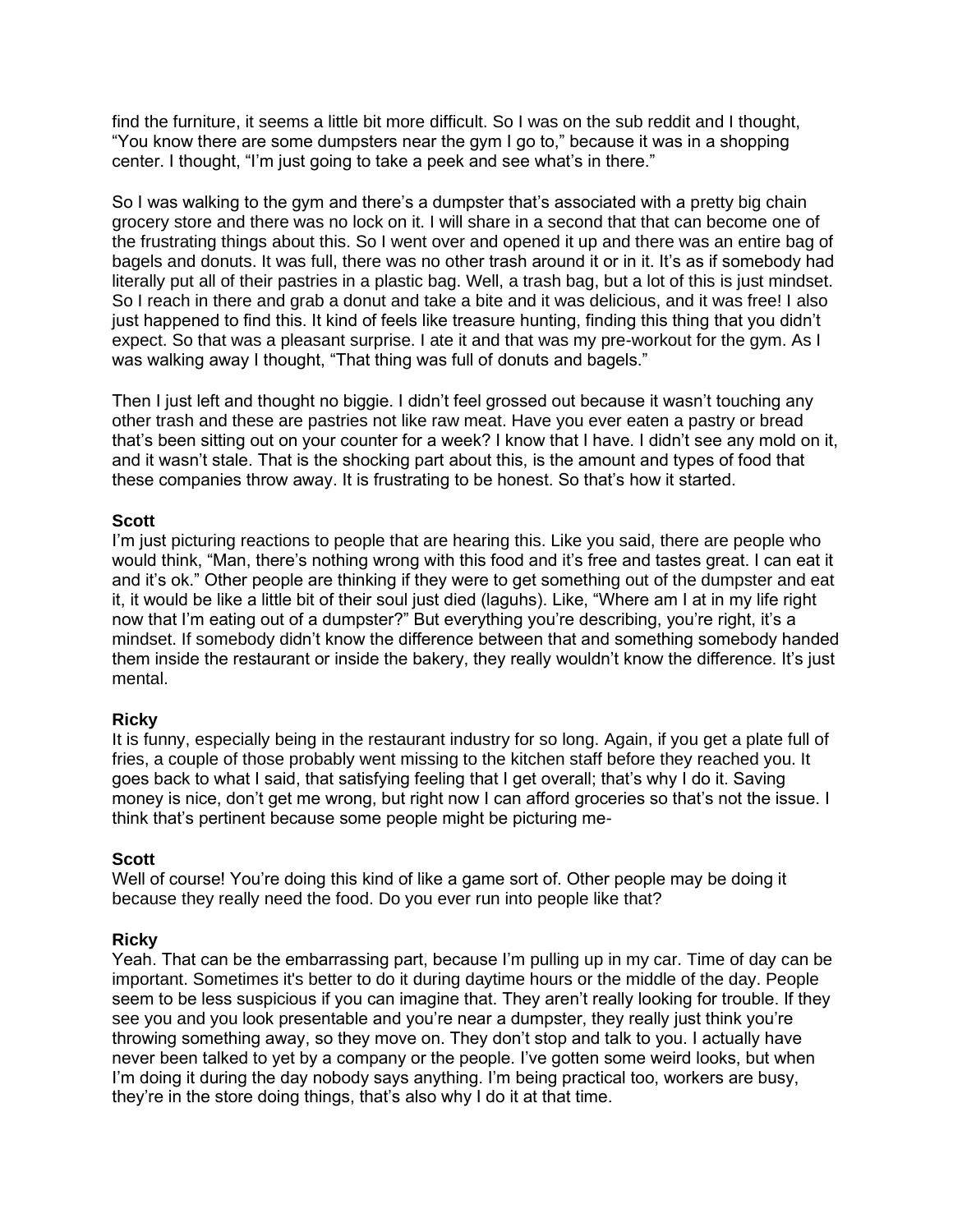find the furniture, it seems a little bit more difficult. So I was on the sub reddit and I thought, "You know there are some dumpsters near the gym I go to," because it was in a shopping center. I thought, "I'm just going to take a peek and see what's in there."

So I was walking to the gym and there's a dumpster that's associated with a pretty big chain grocery store and there was no lock on it. I will share in a second that that can become one of the frustrating things about this. So I went over and opened it up and there was an entire bag of bagels and donuts. It was full, there was no other trash around it or in it. It's as if somebody had literally put all of their pastries in a plastic bag. Well, a trash bag, but a lot of this is just mindset. So I reach in there and grab a donut and take a bite and it was delicious, and it was free! I also just happened to find this. It kind of feels like treasure hunting, finding this thing that you didn't expect. So that was a pleasant surprise. I ate it and that was my pre-workout for the gym. As I was walking away I thought, "That thing was full of donuts and bagels."

Then I just left and thought no biggie. I didn't feel grossed out because it wasn't touching any other trash and these are pastries not like raw meat. Have you ever eaten a pastry or bread that's been sitting out on your counter for a week? I know that I have. I didn't see any mold on it, and it wasn't stale. That is the shocking part about this, is the amount and types of food that these companies throw away. It is frustrating to be honest. So that's how it started.

**Scott**
I'm just picturing reactions to people that are hearing this. Like you said, there are people who would think, "Man, there's nothing wrong with this food and it's free and tastes great. I can eat it and it's ok." Other people are thinking if they were to get something out of the dumpster and eat it, it would be like a little bit of their soul just died (laguhs). Like, "Where am I at in my life right now that I'm eating out of a dumpster?" But everything you're describing, you're right, it's a mindset. If somebody didn't know the difference between that and something somebody handed them inside the restaurant or inside the bakery, they really wouldn't know the difference. It's just mental.

**Ricky**
It is funny, especially being in the restaurant industry for so long. Again, if you get a plate full of fries, a couple of those probably went missing to the kitchen staff before they reached you. It goes back to what I said, that satisfying feeling that I get overall; that's why I do it. Saving money is nice, don't get me wrong, but right now I can afford groceries so that's not the issue. I think that's pertinent because some people might be picturing me-

**Scott**
Well of course! You're doing this kind of like a game sort of. Other people may be doing it because they really need the food. Do you ever run into people like that?

**Ricky**
Yeah. That can be the embarrassing part, because I'm pulling up in my car. Time of day can be important. Sometimes it's better to do it during daytime hours or the middle of the day. People seem to be less suspicious if you can imagine that. They aren't really looking for trouble. If they see you and you look presentable and you're near a dumpster, they really just think you're throwing something away, so they move on. They don't stop and talk to you. I actually have never been talked to yet by a company or the people. I've gotten some weird looks, but when I'm doing it during the day nobody says anything. I'm being practical too, workers are busy, they're in the store doing things, that's also why I do it at that time.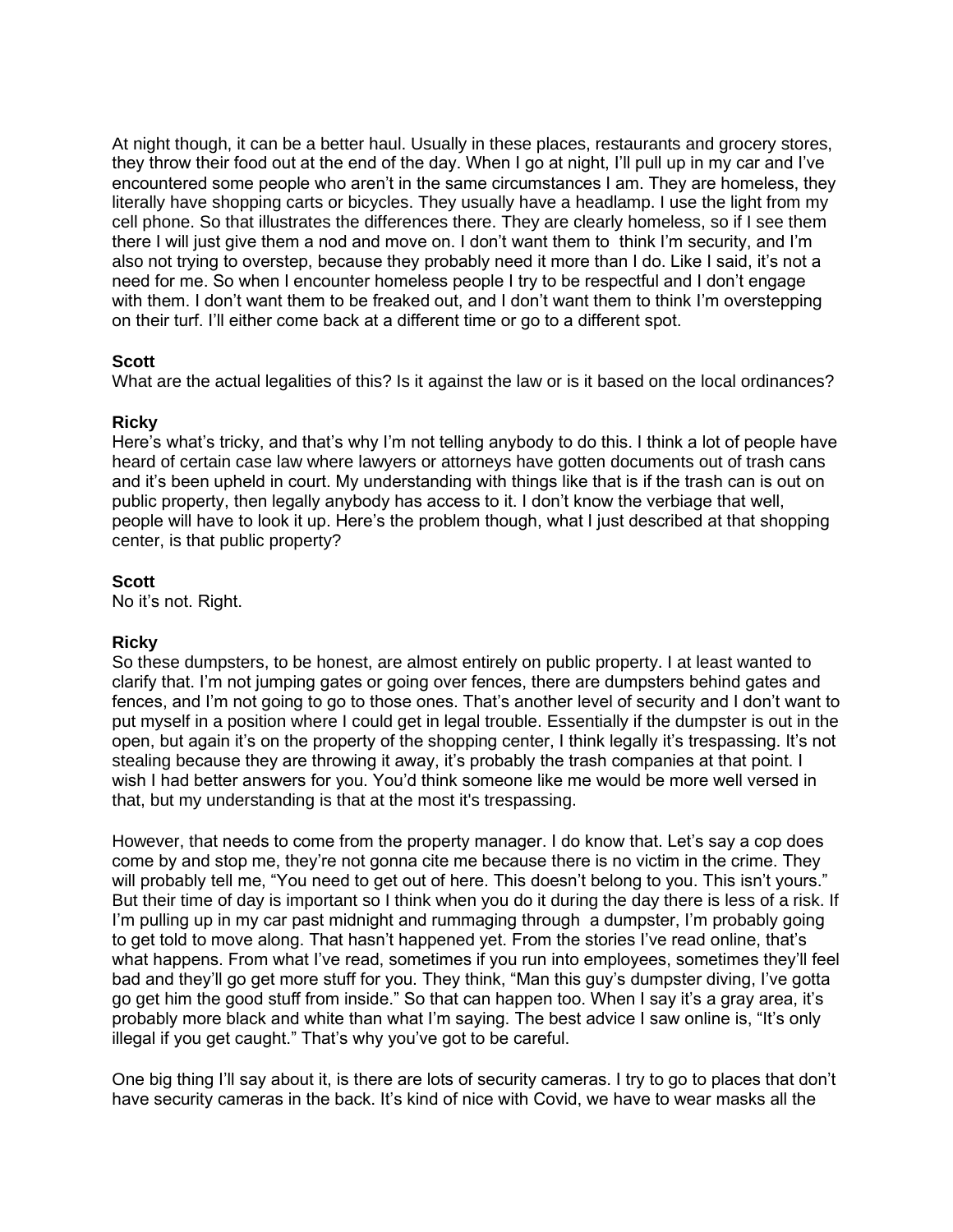At night though, it can be a better haul. Usually in these places, restaurants and grocery stores, they throw their food out at the end of the day. When I go at night, I'll pull up in my car and I've encountered some people who aren't in the same circumstances I am. They are homeless, they literally have shopping carts or bicycles. They usually have a headlamp. I use the light from my cell phone. So that illustrates the differences there. They are clearly homeless, so if I see them there I will just give them a nod and move on. I don't want them to think I'm security, and I'm also not trying to overstep, because they probably need it more than I do. Like I said, it's not a need for me. So when I encounter homeless people I try to be respectful and I don't engage with them. I don't want them to be freaked out, and I don't want them to think I'm overstepping on their turf. I'll either come back at a different time or go to a different spot.

**Scott**
What are the actual legalities of this? Is it against the law or is it based on the local ordinances?

**Ricky**
Here's what's tricky, and that's why I'm not telling anybody to do this. I think a lot of people have heard of certain case law where lawyers or attorneys have gotten documents out of trash cans and it's been upheld in court. My understanding with things like that is if the trash can is out on public property, then legally anybody has access to it. I don't know the verbiage that well, people will have to look it up. Here's the problem though, what I just described at that shopping center, is that public property?

**Scott**
No it's not. Right.

**Ricky**
So these dumpsters, to be honest, are almost entirely on public property. I at least wanted to clarify that. I'm not jumping gates or going over fences, there are dumpsters behind gates and fences, and I'm not going to go to those ones. That's another level of security and I don't want to put myself in a position where I could get in legal trouble. Essentially if the dumpster is out in the open, but again it's on the property of the shopping center, I think legally it's trespassing. It's not stealing because they are throwing it away, it's probably the trash companies at that point. I wish I had better answers for you. You'd think someone like me would be more well versed in that, but my understanding is that at the most it's trespassing.

However, that needs to come from the property manager. I do know that. Let's say a cop does come by and stop me, they're not gonna cite me because there is no victim in the crime. They will probably tell me, "You need to get out of here. This doesn't belong to you. This isn't yours." But their time of day is important so I think when you do it during the day there is less of a risk. If I'm pulling up in my car past midnight and rummaging through a dumpster, I'm probably going to get told to move along. That hasn't happened yet. From the stories I've read online, that's what happens. From what I've read, sometimes if you run into employees, sometimes they'll feel bad and they'll go get more stuff for you. They think, "Man this guy's dumpster diving, I've gotta go get him the good stuff from inside." So that can happen too. When I say it's a gray area, it's probably more black and white than what I'm saying. The best advice I saw online is, "It's only illegal if you get caught." That's why you've got to be careful.

One big thing I'll say about it, is there are lots of security cameras. I try to go to places that don't have security cameras in the back. It's kind of nice with Covid, we have to wear masks all the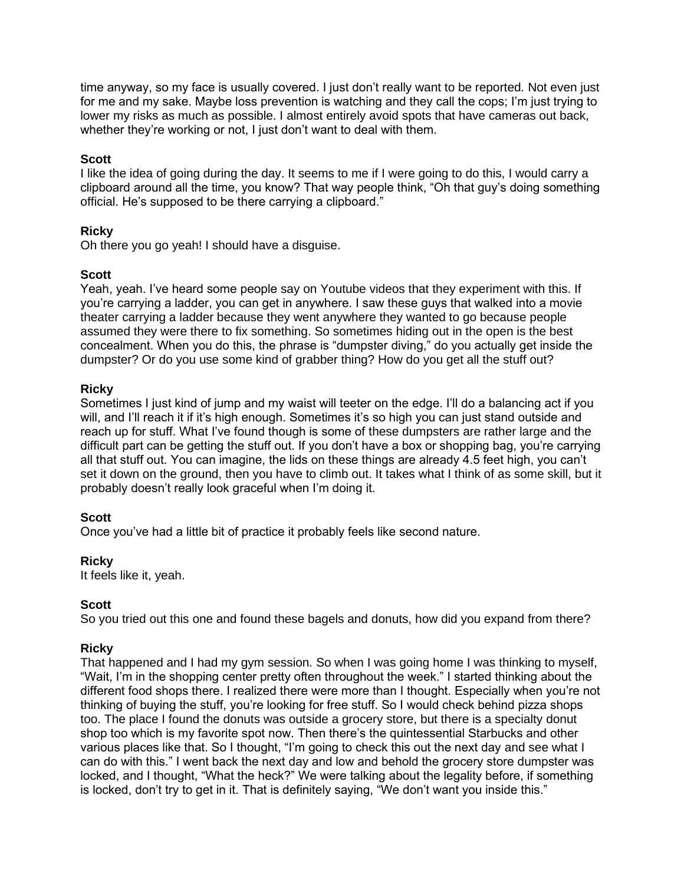time anyway, so my face is usually covered. I just don't really want to be reported. Not even just for me and my sake. Maybe loss prevention is watching and they call the cops; I'm just trying to lower my risks as much as possible. I almost entirely avoid spots that have cameras out back, whether they're working or not, I just don't want to deal with them.

**Scott**
I like the idea of going during the day. It seems to me if I were going to do this, I would carry a clipboard around all the time, you know? That way people think, "Oh that guy's doing something official. He's supposed to be there carrying a clipboard."

**Ricky**
Oh there you go yeah! I should have a disguise.

**Scott**
Yeah, yeah. I've heard some people say on Youtube videos that they experiment with this. If you're carrying a ladder, you can get in anywhere. I saw these guys that walked into a movie theater carrying a ladder because they went anywhere they wanted to go because people assumed they were there to fix something. So sometimes hiding out in the open is the best concealment. When you do this, the phrase is "dumpster diving," do you actually get inside the dumpster? Or do you use some kind of grabber thing? How do you get all the stuff out?

**Ricky**
Sometimes I just kind of jump and my waist will teeter on the edge. I'll do a balancing act if you will, and I'll reach it if it's high enough. Sometimes it's so high you can just stand outside and reach up for stuff. What I've found though is some of these dumpsters are rather large and the difficult part can be getting the stuff out. If you don't have a box or shopping bag, you're carrying all that stuff out. You can imagine, the lids on these things are already 4.5 feet high, you can't set it down on the ground, then you have to climb out. It takes what I think of as some skill, but it probably doesn't really look graceful when I'm doing it.

**Scott**
Once you've had a little bit of practice it probably feels like second nature.

**Ricky**
It feels like it, yeah.

**Scott**
So you tried out this one and found these bagels and donuts, how did you expand from there?

**Ricky**
That happened and I had my gym session. So when I was going home I was thinking to myself, "Wait, I'm in the shopping center pretty often throughout the week." I started thinking about the different food shops there. I realized there were more than I thought. Especially when you're not thinking of buying the stuff, you're looking for free stuff. So I would check behind pizza shops too. The place I found the donuts was outside a grocery store, but there is a specialty donut shop too which is my favorite spot now. Then there's the quintessential Starbucks and other various places like that. So I thought, "I'm going to check this out the next day and see what I can do with this." I went back the next day and low and behold the grocery store dumpster was locked, and I thought, "What the heck?" We were talking about the legality before, if something is locked, don't try to get in it. That is definitely saying, "We don't want you inside this."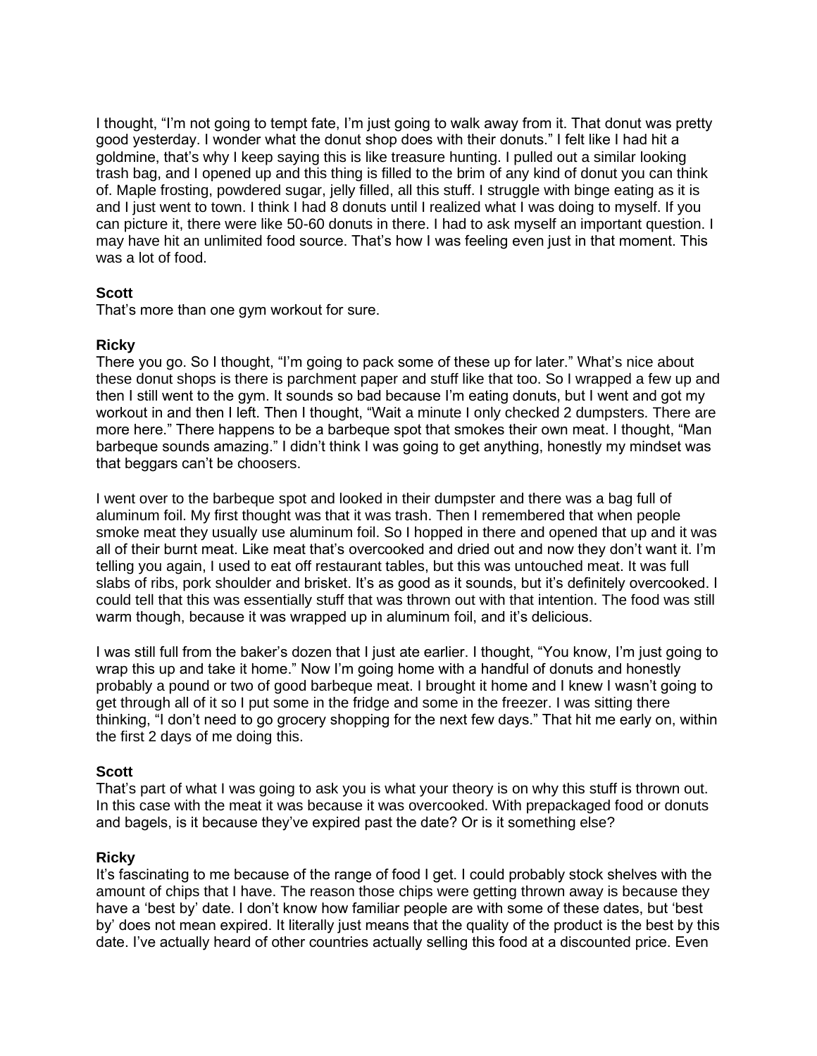I thought, "I'm not going to tempt fate, I'm just going to walk away from it. That donut was pretty good yesterday. I wonder what the donut shop does with their donuts." I felt like I had hit a goldmine, that's why I keep saying this is like treasure hunting. I pulled out a similar looking trash bag, and I opened up and this thing is filled to the brim of any kind of donut you can think of. Maple frosting, powdered sugar, jelly filled, all this stuff. I struggle with binge eating as it is and I just went to town. I think I had 8 donuts until I realized what I was doing to myself. If you can picture it, there were like 50-60 donuts in there. I had to ask myself an important question. I may have hit an unlimited food source. That's how I was feeling even just in that moment. This was a lot of food.

**Scott**
That's more than one gym workout for sure.

**Ricky**
There you go. So I thought, "I'm going to pack some of these up for later." What's nice about these donut shops is there is parchment paper and stuff like that too. So I wrapped a few up and then I still went to the gym. It sounds so bad because I'm eating donuts, but I went and got my workout in and then I left. Then I thought, "Wait a minute I only checked 2 dumpsters. There are more here." There happens to be a barbeque spot that smokes their own meat. I thought, "Man barbeque sounds amazing." I didn't think I was going to get anything, honestly my mindset was that beggars can't be choosers.

I went over to the barbeque spot and looked in their dumpster and there was a bag full of aluminum foil. My first thought was that it was trash. Then I remembered that when people smoke meat they usually use aluminum foil. So I hopped in there and opened that up and it was all of their burnt meat. Like meat that's overcooked and dried out and now they don't want it. I'm telling you again, I used to eat off restaurant tables, but this was untouched meat. It was full slabs of ribs, pork shoulder and brisket. It's as good as it sounds, but it's definitely overcooked. I could tell that this was essentially stuff that was thrown out with that intention. The food was still warm though, because it was wrapped up in aluminum foil, and it's delicious.

I was still full from the baker's dozen that I just ate earlier. I thought, "You know, I'm just going to wrap this up and take it home." Now I'm going home with a handful of donuts and honestly probably a pound or two of good barbeque meat. I brought it home and I knew I wasn't going to get through all of it so I put some in the fridge and some in the freezer. I was sitting there thinking, "I don't need to go grocery shopping for the next few days." That hit me early on, within the first 2 days of me doing this.

**Scott**
That's part of what I was going to ask you is what your theory is on why this stuff is thrown out. In this case with the meat it was because it was overcooked. With prepackaged food or donuts and bagels, is it because they've expired past the date? Or is it something else?

**Ricky**
It's fascinating to me because of the range of food I get. I could probably stock shelves with the amount of chips that I have. The reason those chips were getting thrown away is because they have a 'best by' date. I don't know how familiar people are with some of these dates, but 'best by' does not mean expired. It literally just means that the quality of the product is the best by this date. I've actually heard of other countries actually selling this food at a discounted price. Even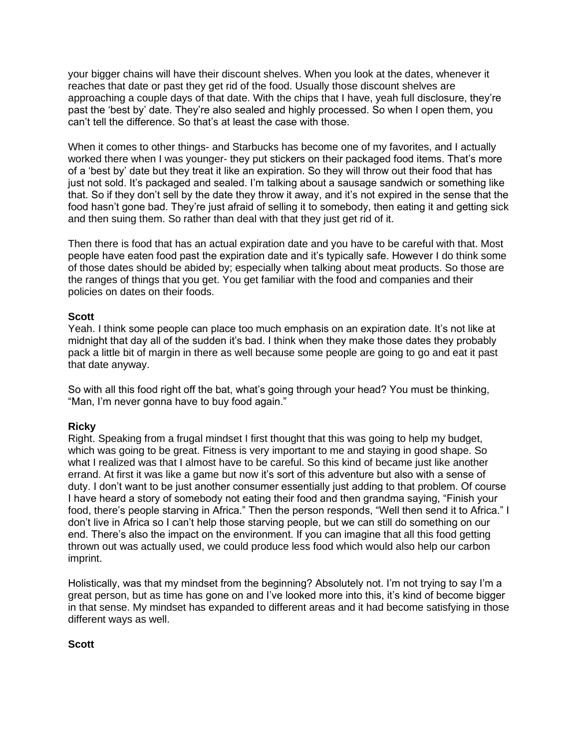your bigger chains will have their discount shelves. When you look at the dates, whenever it reaches that date or past they get rid of the food. Usually those discount shelves are approaching a couple days of that date. With the chips that I have, yeah full disclosure, they're past the 'best by' date. They're also sealed and highly processed. So when I open them, you can't tell the difference. So that's at least the case with those.

When it comes to other things- and Starbucks has become one of my favorites, and I actually worked there when I was younger- they put stickers on their packaged food items. That's more of a 'best by' date but they treat it like an expiration. So they will throw out their food that has just not sold. It's packaged and sealed. I'm talking about a sausage sandwich or something like that. So if they don't sell by the date they throw it away, and it's not expired in the sense that the food hasn't gone bad. They're just afraid of selling it to somebody, then eating it and getting sick and then suing them. So rather than deal with that they just get rid of it.

Then there is food that has an actual expiration date and you have to be careful with that. Most people have eaten food past the expiration date and it's typically safe. However I do think some of those dates should be abided by; especially when talking about meat products. So those are the ranges of things that you get. You get familiar with the food and companies and their policies on dates on their foods.

**Scott**
Yeah. I think some people can place too much emphasis on an expiration date. It's not like at midnight that day all of the sudden it's bad. I think when they make those dates they probably pack a little bit of margin in there as well because some people are going to go and eat it past that date anyway.

So with all this food right off the bat, what's going through your head? You must be thinking, "Man, I'm never gonna have to buy food again."

**Ricky**
Right. Speaking from a frugal mindset I first thought that this was going to help my budget, which was going to be great. Fitness is very important to me and staying in good shape. So what I realized was that I almost have to be careful. So this kind of became just like another errand. At first it was like a game but now it's sort of this adventure but also with a sense of duty. I don't want to be just another consumer essentially just adding to that problem. Of course I have heard a story of somebody not eating their food and then grandma saying, "Finish your food, there's people starving in Africa." Then the person responds, "Well then send it to Africa." I don't live in Africa so I can't help those starving people, but we can still do something on our end. There's also the impact on the environment. If you can imagine that all this food getting thrown out was actually used, we could produce less food which would also help our carbon imprint.

Holistically, was that my mindset from the beginning? Absolutely not. I'm not trying to say I'm a great person, but as time has gone on and I've looked more into this, it's kind of become bigger in that sense. My mindset has expanded to different areas and it had become satisfying in those different ways as well.

**Scott**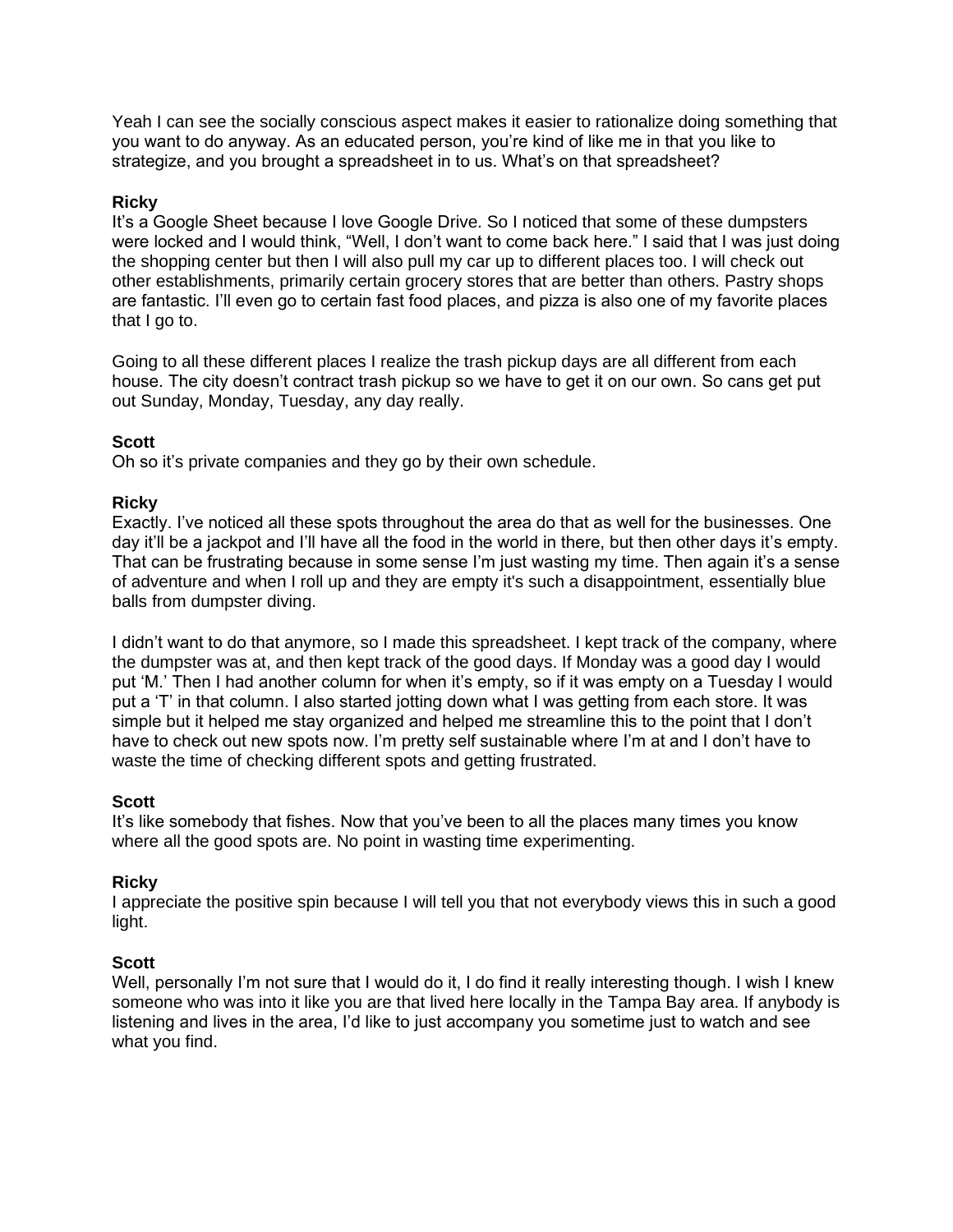Yeah I can see the socially conscious aspect makes it easier to rationalize doing something that you want to do anyway. As an educated person, you're kind of like me in that you like to strategize, and you brought a spreadsheet in to us. What's on that spreadsheet?

**Ricky**
It's a Google Sheet because I love Google Drive. So I noticed that some of these dumpsters were locked and I would think, "Well, I don't want to come back here." I said that I was just doing the shopping center but then I will also pull my car up to different places too. I will check out other establishments, primarily certain grocery stores that are better than others. Pastry shops are fantastic. I'll even go to certain fast food places, and pizza is also one of my favorite places that I go to.

Going to all these different places I realize the trash pickup days are all different from each house. The city doesn't contract trash pickup so we have to get it on our own. So cans get put out Sunday, Monday, Tuesday, any day really.

**Scott**
Oh so it's private companies and they go by their own schedule.

**Ricky**
Exactly. I've noticed all these spots throughout the area do that as well for the businesses. One day it'll be a jackpot and I'll have all the food in the world in there, but then other days it's empty. That can be frustrating because in some sense I'm just wasting my time. Then again it's a sense of adventure and when I roll up and they are empty it's such a disappointment, essentially blue balls from dumpster diving.

I didn't want to do that anymore, so I made this spreadsheet. I kept track of the company, where the dumpster was at, and then kept track of the good days. If Monday was a good day I would put 'M.' Then I had another column for when it's empty, so if it was empty on a Tuesday I would put a 'T' in that column. I also started jotting down what I was getting from each store. It was simple but it helped me stay organized and helped me streamline this to the point that I don't have to check out new spots now. I'm pretty self sustainable where I'm at and I don't have to waste the time of checking different spots and getting frustrated.

**Scott**
It's like somebody that fishes. Now that you've been to all the places many times you know where all the good spots are. No point in wasting time experimenting.

**Ricky**
I appreciate the positive spin because I will tell you that not everybody views this in such a good light.

**Scott**
Well, personally I'm not sure that I would do it, I do find it really interesting though. I wish I knew someone who was into it like you are that lived here locally in the Tampa Bay area. If anybody is listening and lives in the area, I'd like to just accompany you sometime just to watch and see what you find.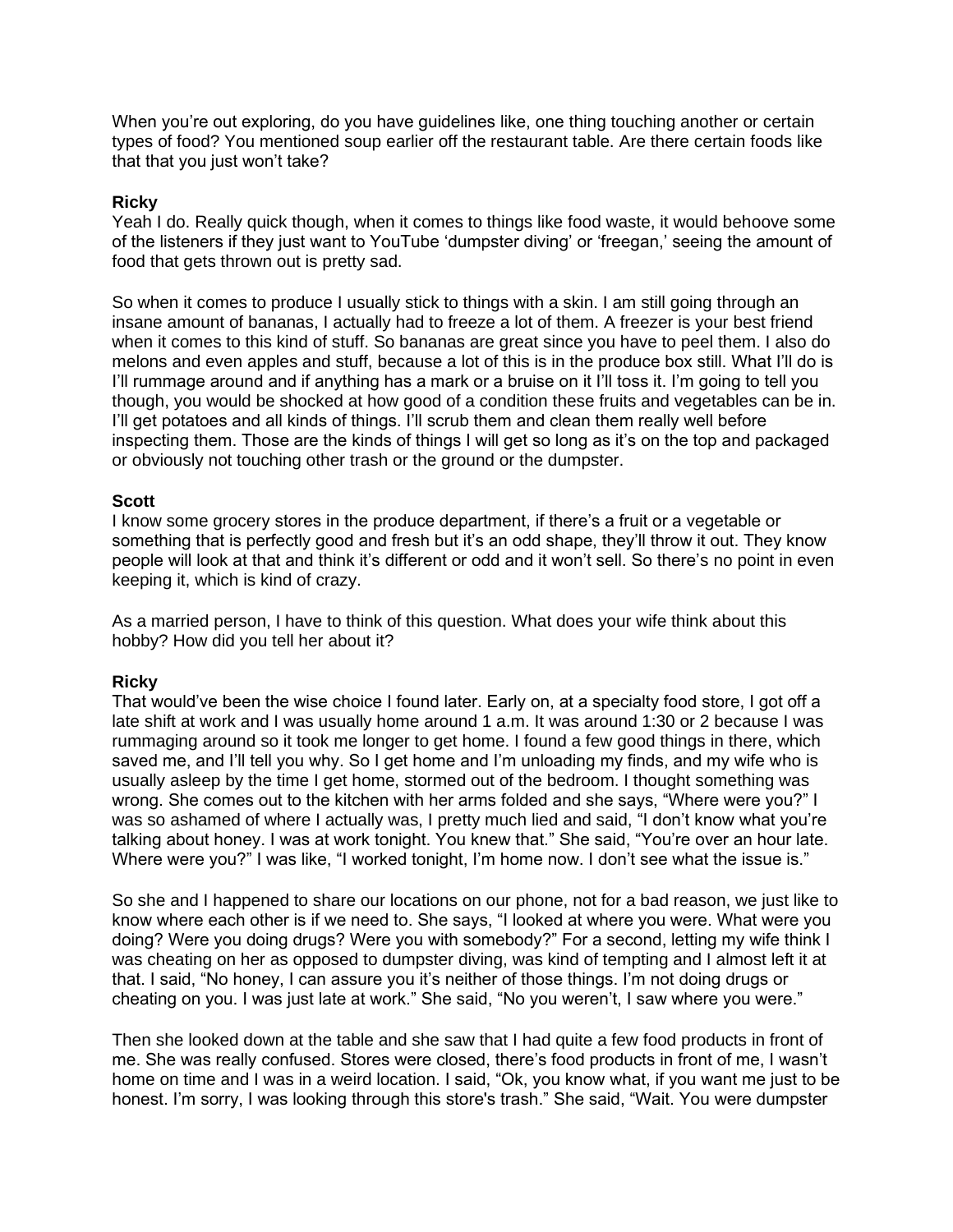When you're out exploring, do you have guidelines like, one thing touching another or certain types of food? You mentioned soup earlier off the restaurant table. Are there certain foods like that that you just won't take?

**Ricky**
Yeah I do. Really quick though, when it comes to things like food waste, it would behoove some of the listeners if they just want to YouTube 'dumpster diving' or 'freegan,' seeing the amount of food that gets thrown out is pretty sad.

So when it comes to produce I usually stick to things with a skin. I am still going through an insane amount of bananas, I actually had to freeze a lot of them. A freezer is your best friend when it comes to this kind of stuff. So bananas are great since you have to peel them. I also do melons and even apples and stuff, because a lot of this is in the produce box still. What I'll do is I'll rummage around and if anything has a mark or a bruise on it I'll toss it. I'm going to tell you though, you would be shocked at how good of a condition these fruits and vegetables can be in. I'll get potatoes and all kinds of things. I'll scrub them and clean them really well before inspecting them. Those are the kinds of things I will get so long as it's on the top and packaged or obviously not touching other trash or the ground or the dumpster.

**Scott**
I know some grocery stores in the produce department, if there's a fruit or a vegetable or something that is perfectly good and fresh but it's an odd shape, they'll throw it out. They know people will look at that and think it's different or odd and it won't sell. So there's no point in even keeping it, which is kind of crazy.

As a married person, I have to think of this question. What does your wife think about this hobby? How did you tell her about it?

**Ricky**
That would've been the wise choice I found later. Early on, at a specialty food store, I got off a late shift at work and I was usually home around 1 a.m. It was around 1:30 or 2 because I was rummaging around so it took me longer to get home. I found a few good things in there, which saved me, and I'll tell you why. So I get home and I'm unloading my finds, and my wife who is usually asleep by the time I get home, stormed out of the bedroom. I thought something was wrong. She comes out to the kitchen with her arms folded and she says, "Where were you?" I was so ashamed of where I actually was, I pretty much lied and said, "I don't know what you're talking about honey. I was at work tonight. You knew that." She said, "You're over an hour late. Where were you?" I was like, "I worked tonight, I'm home now. I don't see what the issue is."

So she and I happened to share our locations on our phone, not for a bad reason, we just like to know where each other is if we need to. She says, "I looked at where you were. What were you doing? Were you doing drugs? Were you with somebody?" For a second, letting my wife think I was cheating on her as opposed to dumpster diving, was kind of tempting and I almost left it at that. I said, "No honey, I can assure you it's neither of those things. I'm not doing drugs or cheating on you. I was just late at work." She said, "No you weren't, I saw where you were."

Then she looked down at the table and she saw that I had quite a few food products in front of me. She was really confused. Stores were closed, there's food products in front of me, I wasn't home on time and I was in a weird location. I said, "Ok, you know what, if you want me just to be honest. I'm sorry, I was looking through this store's trash." She said, "Wait. You were dumpster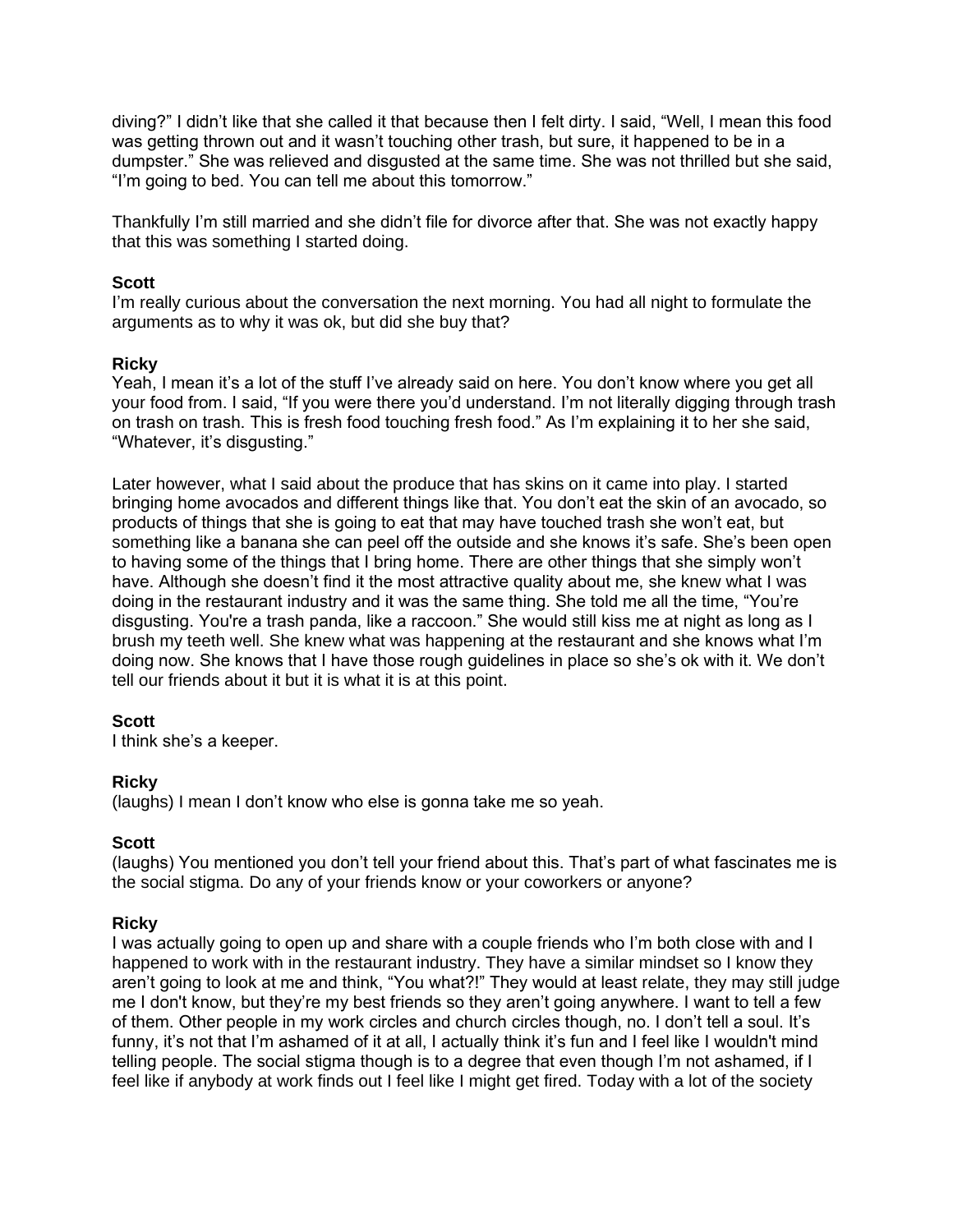diving?" I didn't like that she called it that because then I felt dirty. I said, "Well, I mean this food was getting thrown out and it wasn't touching other trash, but sure, it happened to be in a dumpster." She was relieved and disgusted at the same time. She was not thrilled but she said, "I'm going to bed. You can tell me about this tomorrow."

Thankfully I'm still married and she didn't file for divorce after that. She was not exactly happy that this was something I started doing.

**Scott**
I'm really curious about the conversation the next morning. You had all night to formulate the arguments as to why it was ok, but did she buy that?

**Ricky**
Yeah, I mean it's a lot of the stuff I've already said on here. You don't know where you get all your food from. I said, "If you were there you'd understand. I'm not literally digging through trash on trash on trash. This is fresh food touching fresh food." As I'm explaining it to her she said, "Whatever, it's disgusting."

Later however, what I said about the produce that has skins on it came into play. I started bringing home avocados and different things like that. You don't eat the skin of an avocado, so products of things that she is going to eat that may have touched trash she won't eat, but something like a banana she can peel off the outside and she knows it's safe. She's been open to having some of the things that I bring home. There are other things that she simply won't have. Although she doesn't find it the most attractive quality about me, she knew what I was doing in the restaurant industry and it was the same thing. She told me all the time, "You're disgusting. You're a trash panda, like a raccoon." She would still kiss me at night as long as I brush my teeth well. She knew what was happening at the restaurant and she knows what I'm doing now. She knows that I have those rough guidelines in place so she's ok with it. We don't tell our friends about it but it is what it is at this point.

**Scott**
I think she's a keeper.

**Ricky**
(laughs) I mean I don't know who else is gonna take me so yeah.

**Scott**
(laughs) You mentioned you don't tell your friend about this. That's part of what fascinates me is the social stigma. Do any of your friends know or your coworkers or anyone?

**Ricky**
I was actually going to open up and share with a couple friends who I'm both close with and I happened to work with in the restaurant industry. They have a similar mindset so I know they aren't going to look at me and think, "You what?!" They would at least relate, they may still judge me I don't know, but they're my best friends so they aren't going anywhere. I want to tell a few of them. Other people in my work circles and church circles though, no. I don't tell a soul. It's funny, it's not that I'm ashamed of it at all, I actually think it's fun and I feel like I wouldn't mind telling people. The social stigma though is to a degree that even though I'm not ashamed, if I feel like if anybody at work finds out I feel like I might get fired. Today with a lot of the society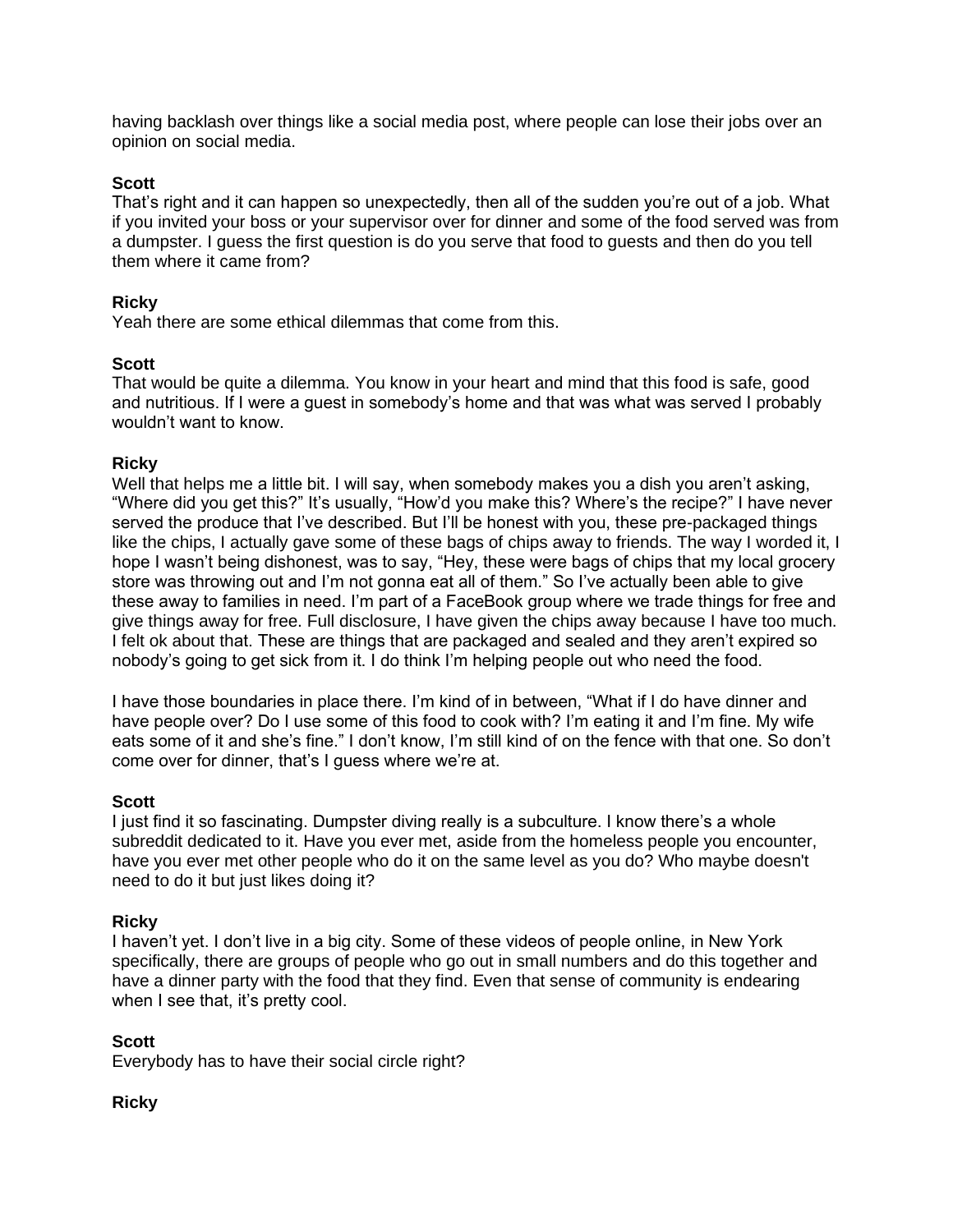having backlash over things like a social media post, where people can lose their jobs over an opinion on social media.

**Scott**
That's right and it can happen so unexpectedly, then all of the sudden you're out of a job. What if you invited your boss or your supervisor over for dinner and some of the food served was from a dumpster. I guess the first question is do you serve that food to guests and then do you tell them where it came from?

**Ricky**
Yeah there are some ethical dilemmas that come from this.

**Scott**
That would be quite a dilemma. You know in your heart and mind that this food is safe, good and nutritious. If I were a guest in somebody's home and that was what was served I probably wouldn't want to know.

**Ricky**
Well that helps me a little bit. I will say, when somebody makes you a dish you aren't asking, "Where did you get this?" It's usually, "How'd you make this? Where's the recipe?" I have never served the produce that I've described. But I'll be honest with you, these pre-packaged things like the chips, I actually gave some of these bags of chips away to friends. The way I worded it, I hope I wasn't being dishonest, was to say, "Hey, these were bags of chips that my local grocery store was throwing out and I'm not gonna eat all of them." So I've actually been able to give these away to families in need. I'm part of a FaceBook group where we trade things for free and give things away for free. Full disclosure, I have given the chips away because I have too much. I felt ok about that. These are things that are packaged and sealed and they aren't expired so nobody's going to get sick from it. I do think I'm helping people out who need the food.

I have those boundaries in place there. I'm kind of in between, "What if I do have dinner and have people over? Do I use some of this food to cook with? I'm eating it and I'm fine. My wife eats some of it and she's fine." I don't know, I'm still kind of on the fence with that one. So don't come over for dinner, that's I guess where we're at.

**Scott**
I just find it so fascinating. Dumpster diving really is a subculture. I know there's a whole subreddit dedicated to it. Have you ever met, aside from the homeless people you encounter, have you ever met other people who do it on the same level as you do? Who maybe doesn't need to do it but just likes doing it?

**Ricky**
I haven't yet. I don't live in a big city. Some of these videos of people online, in New York specifically, there are groups of people who go out in small numbers and do this together and have a dinner party with the food that they find. Even that sense of community is endearing when I see that, it's pretty cool.

**Scott**
Everybody has to have their social circle right?

**Ricky**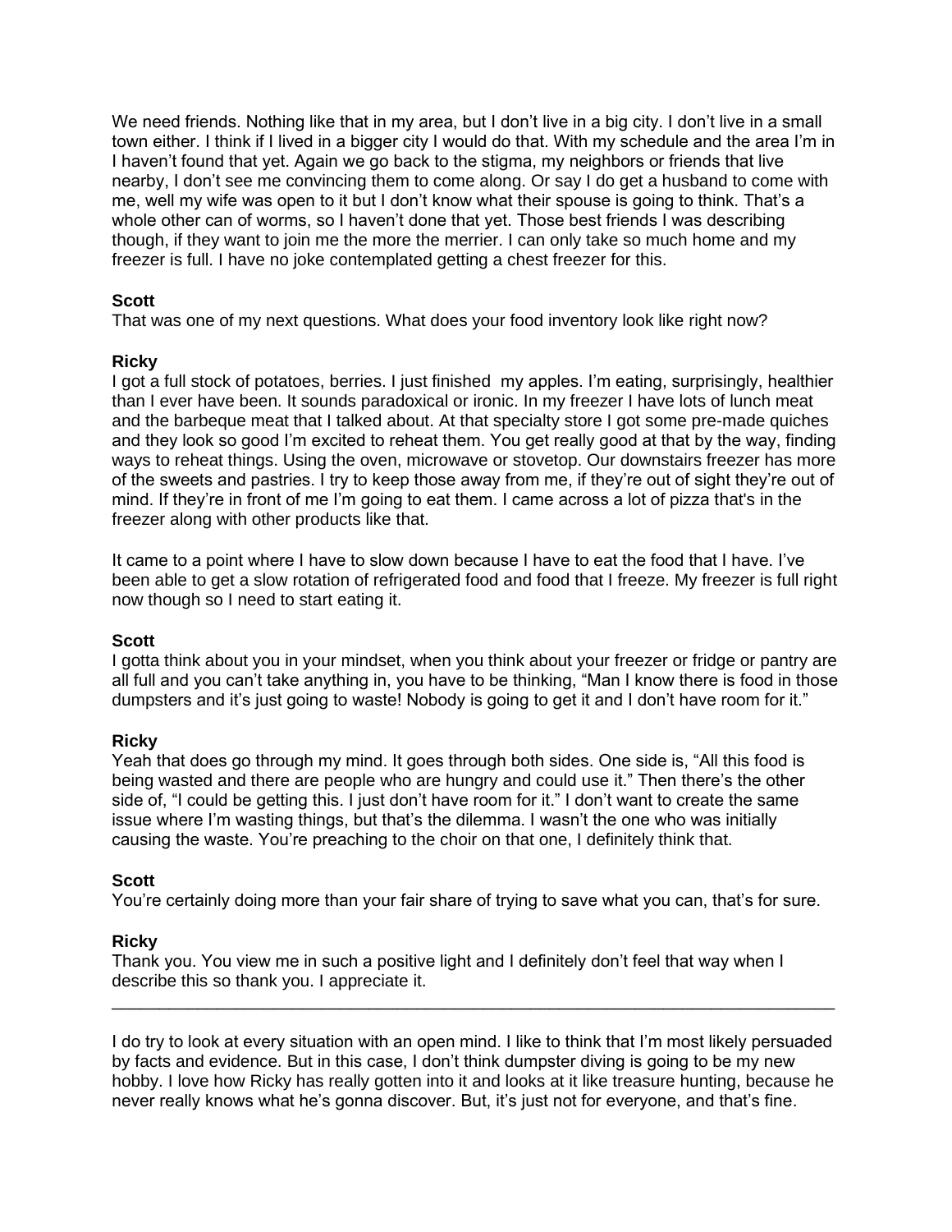We need friends. Nothing like that in my area, but I don't live in a big city. I don't live in a small town either. I think if I lived in a bigger city I would do that. With my schedule and the area I'm in I haven't found that yet. Again we go back to the stigma, my neighbors or friends that live nearby, I don't see me convincing them to come along. Or say I do get a husband to come with me, well my wife was open to it but I don't know what their spouse is going to think. That's a whole other can of worms, so I haven't done that yet. Those best friends I was describing though, if they want to join me the more the merrier. I can only take so much home and my freezer is full. I have no joke contemplated getting a chest freezer for this.

**Scott**
That was one of my next questions. What does your food inventory look like right now?

**Ricky**
I got a full stock of potatoes, berries. I just finished my apples. I'm eating, surprisingly, healthier than I ever have been. It sounds paradoxical or ironic. In my freezer I have lots of lunch meat and the barbeque meat that I talked about. At that specialty store I got some pre-made quiches and they look so good I'm excited to reheat them. You get really good at that by the way, finding ways to reheat things. Using the oven, microwave or stovetop. Our downstairs freezer has more of the sweets and pastries. I try to keep those away from me, if they're out of sight they're out of mind. If they're in front of me I'm going to eat them. I came across a lot of pizza that's in the freezer along with other products like that.

It came to a point where I have to slow down because I have to eat the food that I have. I've been able to get a slow rotation of refrigerated food and food that I freeze. My freezer is full right now though so I need to start eating it.

**Scott**
I gotta think about you in your mindset, when you think about your freezer or fridge or pantry are all full and you can't take anything in, you have to be thinking, "Man I know there is food in those dumpsters and it's just going to waste! Nobody is going to get it and I don't have room for it."

**Ricky**
Yeah that does go through my mind. It goes through both sides. One side is, "All this food is being wasted and there are people who are hungry and could use it." Then there's the other side of, "I could be getting this. I just don't have room for it." I don't want to create the same issue where I'm wasting things, but that's the dilemma. I wasn't the one who was initially causing the waste. You're preaching to the choir on that one, I definitely think that.

**Scott**
You're certainly doing more than your fair share of trying to save what you can, that's for sure.

**Ricky**
Thank you. You view me in such a positive light and I definitely don't feel that way when I describe this so thank you. I appreciate it.

---

I do try to look at every situation with an open mind. I like to think that I'm most likely persuaded by facts and evidence. But in this case, I don't think dumpster diving is going to be my new hobby. I love how Ricky has really gotten into it and looks at it like treasure hunting, because he never really knows what he's gonna discover. But, it's just not for everyone, and that's fine.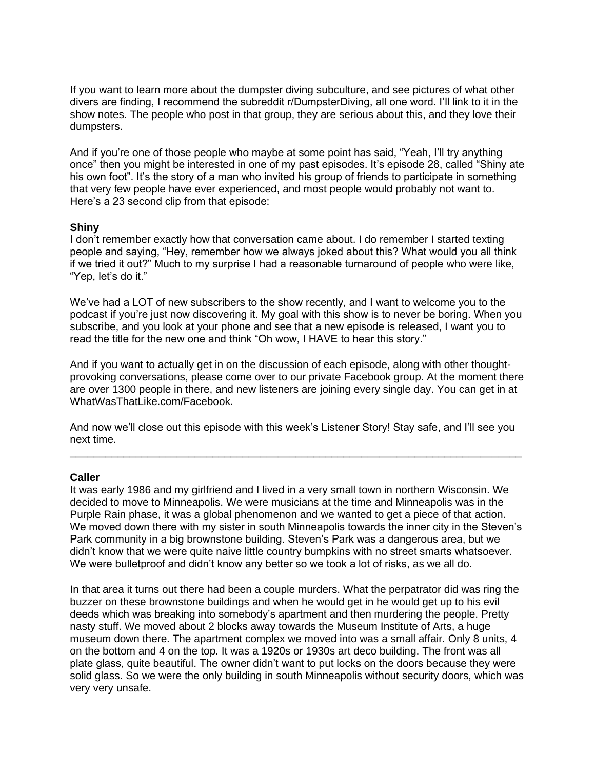If you want to learn more about the dumpster diving subculture, and see pictures of what other divers are finding, I recommend the subreddit r/DumpsterDiving, all one word. I'll link to it in the show notes. The people who post in that group, they are serious about this, and they love their dumpsters.

And if you're one of those people who maybe at some point has said, "Yeah, I'll try anything once" then you might be interested in one of my past episodes. It's episode 28, called "Shiny ate his own foot". It's the story of a man who invited his group of friends to participate in something that very few people have ever experienced, and most people would probably not want to. Here's a 23 second clip from that episode:

**Shiny**
I don't remember exactly how that conversation came about. I do remember I started texting people and saying, "Hey, remember how we always joked about this? What would you all think if we tried it out?" Much to my surprise I had a reasonable turnaround of people who were like, "Yep, let's do it."

We've had a LOT of new subscribers to the show recently, and I want to welcome you to the podcast if you're just now discovering it. My goal with this show is to never be boring. When you subscribe, and you look at your phone and see that a new episode is released, I want you to read the title for the new one and think "Oh wow, I HAVE to hear this story."

And if you want to actually get in on the discussion of each episode, along with other thought-provoking conversations, please come over to our private Facebook group. At the moment there are over 1300 people in there, and new listeners are joining every single day. You can get in at WhatWasThatLike.com/Facebook.

And now we'll close out this episode with this week's Listener Story! Stay safe, and I'll see you next time.

---

**Caller**
It was early 1986 and my girlfriend and I lived in a very small town in northern Wisconsin. We decided to move to Minneapolis. We were musicians at the time and Minneapolis was in the Purple Rain phase, it was a global phenomenon and we wanted to get a piece of that action. We moved down there with my sister in south Minneapolis towards the inner city in the Steven's Park community in a big brownstone building. Steven's Park was a dangerous area, but we didn't know that we were quite naive little country bumpkins with no street smarts whatsoever. We were bulletproof and didn't know any better so we took a lot of risks, as we all do.

In that area it turns out there had been a couple murders. What the perpatrator did was ring the buzzer on these brownstone buildings and when he would get in he would get up to his evil deeds which was breaking into somebody's apartment and then murdering the people. Pretty nasty stuff. We moved about 2 blocks away towards the Museum Institute of Arts, a huge museum down there. The apartment complex we moved into was a small affair. Only 8 units, 4 on the bottom and 4 on the top. It was a 1920s or 1930s art deco building. The front was all plate glass, quite beautiful. The owner didn't want to put locks on the doors because they were solid glass. So we were the only building in south Minneapolis without security doors, which was very very unsafe.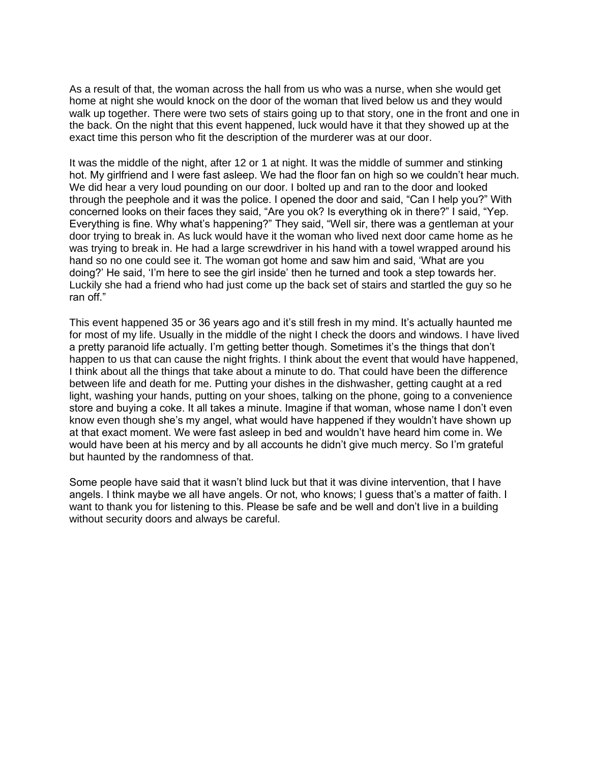As a result of that, the woman across the hall from us who was a nurse, when she would get home at night she would knock on the door of the woman that lived below us and they would walk up together. There were two sets of stairs going up to that story, one in the front and one in the back. On the night that this event happened, luck would have it that they showed up at the exact time this person who fit the description of the murderer was at our door.

It was the middle of the night, after 12 or 1 at night. It was the middle of summer and stinking hot. My girlfriend and I were fast asleep. We had the floor fan on high so we couldn't hear much. We did hear a very loud pounding on our door. I bolted up and ran to the door and looked through the peephole and it was the police. I opened the door and said, "Can I help you?" With concerned looks on their faces they said, "Are you ok? Is everything ok in there?" I said, "Yep. Everything is fine. Why what's happening?" They said, "Well sir, there was a gentleman at your door trying to break in. As luck would have it the woman who lived next door came home as he was trying to break in. He had a large screwdriver in his hand with a towel wrapped around his hand so no one could see it. The woman got home and saw him and said, 'What are you doing?' He said, 'I'm here to see the girl inside' then he turned and took a step towards her. Luckily she had a friend who had just come up the back set of stairs and startled the guy so he ran off."

This event happened 35 or 36 years ago and it's still fresh in my mind. It's actually haunted me for most of my life. Usually in the middle of the night I check the doors and windows. I have lived a pretty paranoid life actually. I'm getting better though. Sometimes it's the things that don't happen to us that can cause the night frights. I think about the event that would have happened, I think about all the things that take about a minute to do. That could have been the difference between life and death for me. Putting your dishes in the dishwasher, getting caught at a red light, washing your hands, putting on your shoes, talking on the phone, going to a convenience store and buying a coke. It all takes a minute. Imagine if that woman, whose name I don't even know even though she's my angel, what would have happened if they wouldn't have shown up at that exact moment. We were fast asleep in bed and wouldn't have heard him come in. We would have been at his mercy and by all accounts he didn't give much mercy. So I'm grateful but haunted by the randomness of that.

Some people have said that it wasn't blind luck but that it was divine intervention, that I have angels. I think maybe we all have angels. Or not, who knows; I guess that's a matter of faith. I want to thank you for listening to this. Please be safe and be well and don't live in a building without security doors and always be careful.